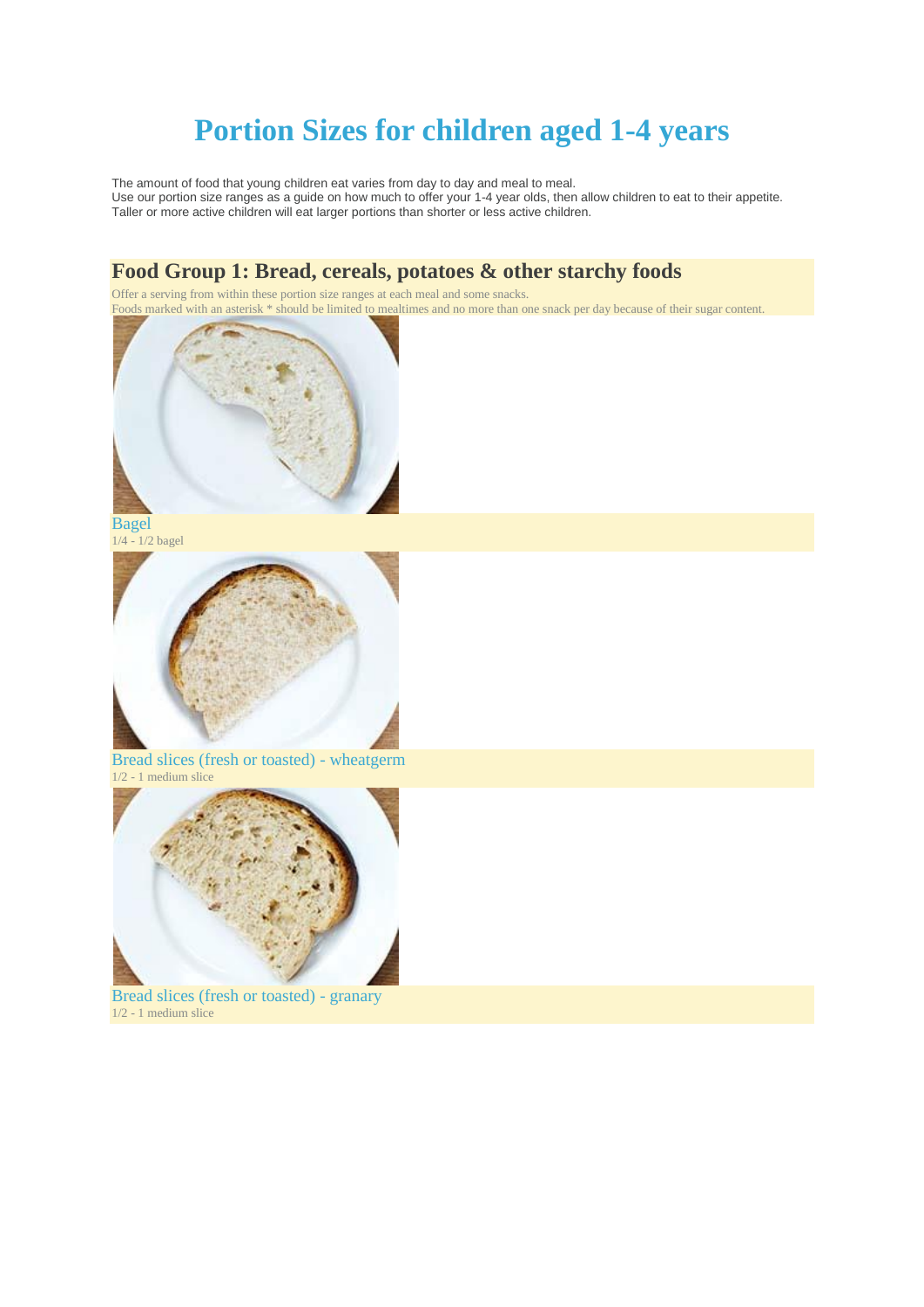# Portion Sizes for children aged 1-4 years

The amount of food that young children eat varies from day to day and meal to meal.
Use our portion size ranges as a guide on how much to offer your 1-4 year olds, then allow children to eat to their appetite.
Taller or more active children will eat larger portions than shorter or less active children.

## Food Group 1: Bread, cereals, potatoes & other starchy foods

Offer a serving from within these portion size ranges at each meal and some snacks.
Foods marked with an asterisk * should be limited to mealtimes and no more than one snack per day because of their sugar content.

### Bagel

1/4 - 1/2 bagel

### Bread slices (fresh or toasted) - wheatgerm

1/2 - 1 medium slice

### Bread slices (fresh or toasted) - granary

1/2 - 1 medium slice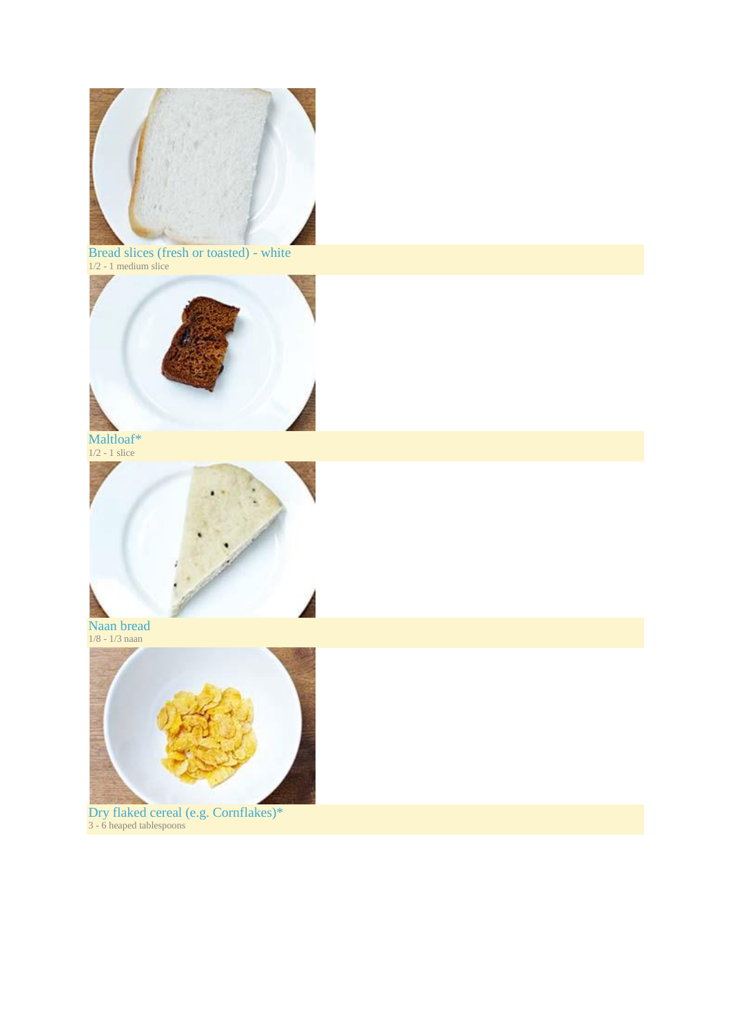Bread slices (fresh or toasted) - white
1/2 - 1 medium slice

Maltloaf*
1/2 - 1 slice

Naan bread
1/8 - 1/3 naan

Dry flaked cereal (e.g. Cornflakes)*
3 - 6 heaped tablespoons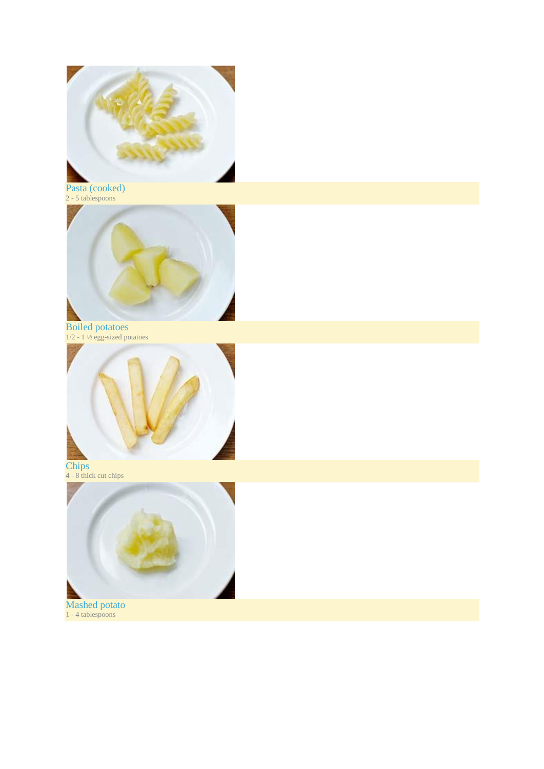Pasta (cooked)
2 - 5 tablespoons

Boiled potatoes
1/2 - 1 ½ egg-sized potatoes

Chips
4 - 8 thick cut chips

Mashed potato
1 - 4 tablespoons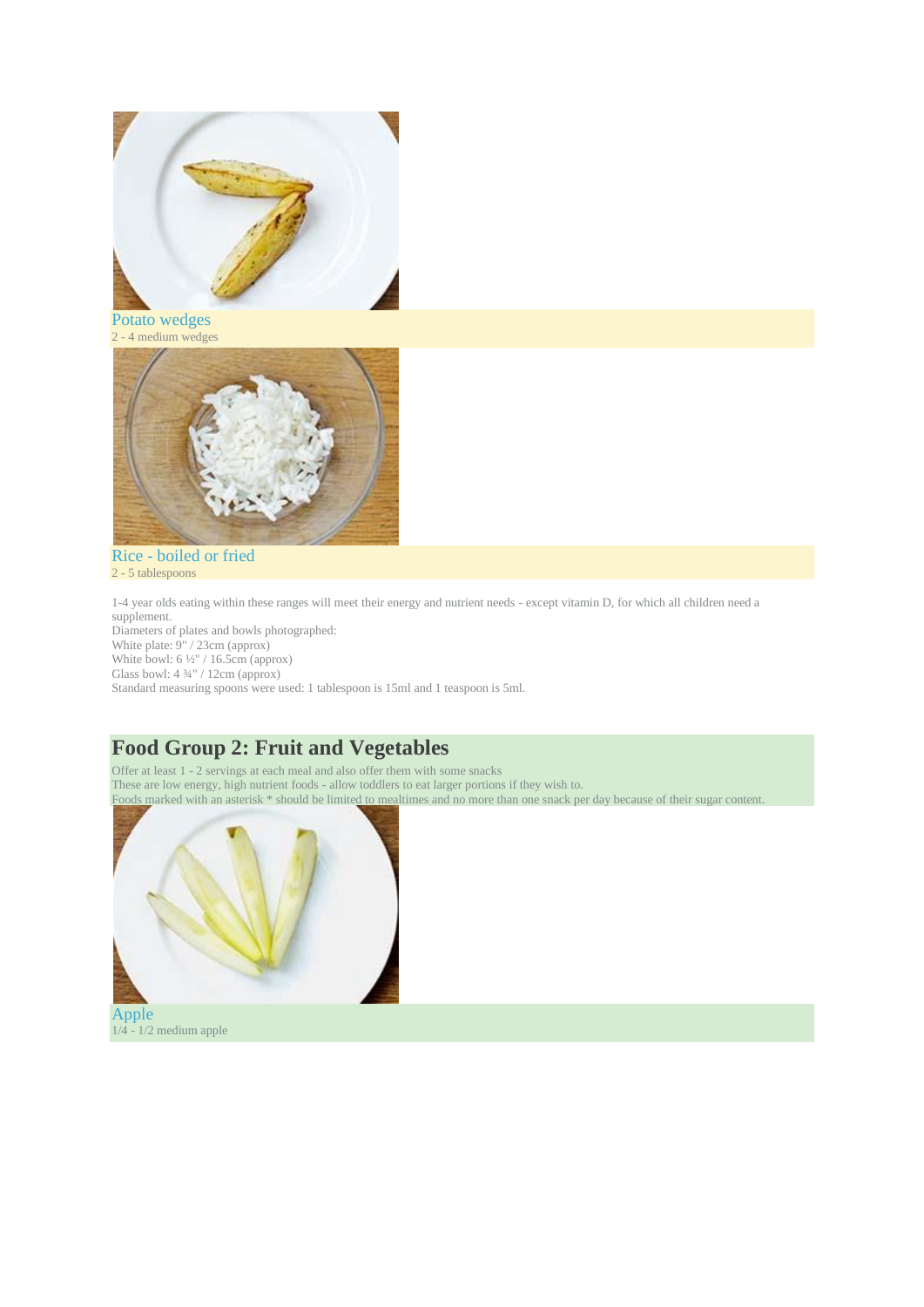Potato wedges

2 - 4 medium wedges

Rice - boiled or fried

2 - 5 tablespoons

1-4 year olds eating within these ranges will meet their energy and nutrient needs - except vitamin D, for which all children need a supplement.

Diameters of plates and bowls photographed:

White plate: 9" / 23cm (approx)

White bowl: 6 ½" / 16.5cm (approx)

Glass bowl: 4 ¾" / 12cm (approx)

Standard measuring spoons were used: 1 tablespoon is 15ml and 1 teaspoon is 5ml.

## Food Group 2: Fruit and Vegetables

Offer at least 1 - 2 servings at each meal and also offer them with some snacks

These are low energy, high nutrient foods - allow toddlers to eat larger portions if they wish to.

Foods marked with an asterisk * should be limited to mealtimes and no more than one snack per day because of their sugar content.

Apple

1/4 - 1/2 medium apple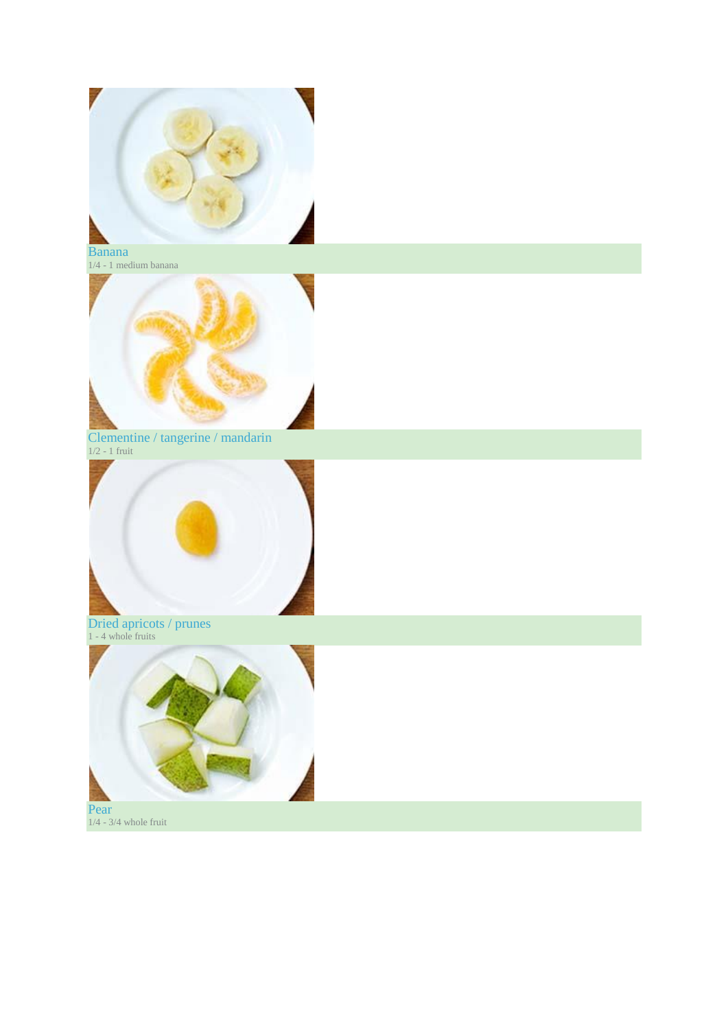Banana
1/4 - 1 medium banana

Clementine / tangerine / mandarin
1/2 - 1 fruit

Dried apricots / prunes
1 - 4 whole fruits

Pear
1/4 - 3/4 whole fruit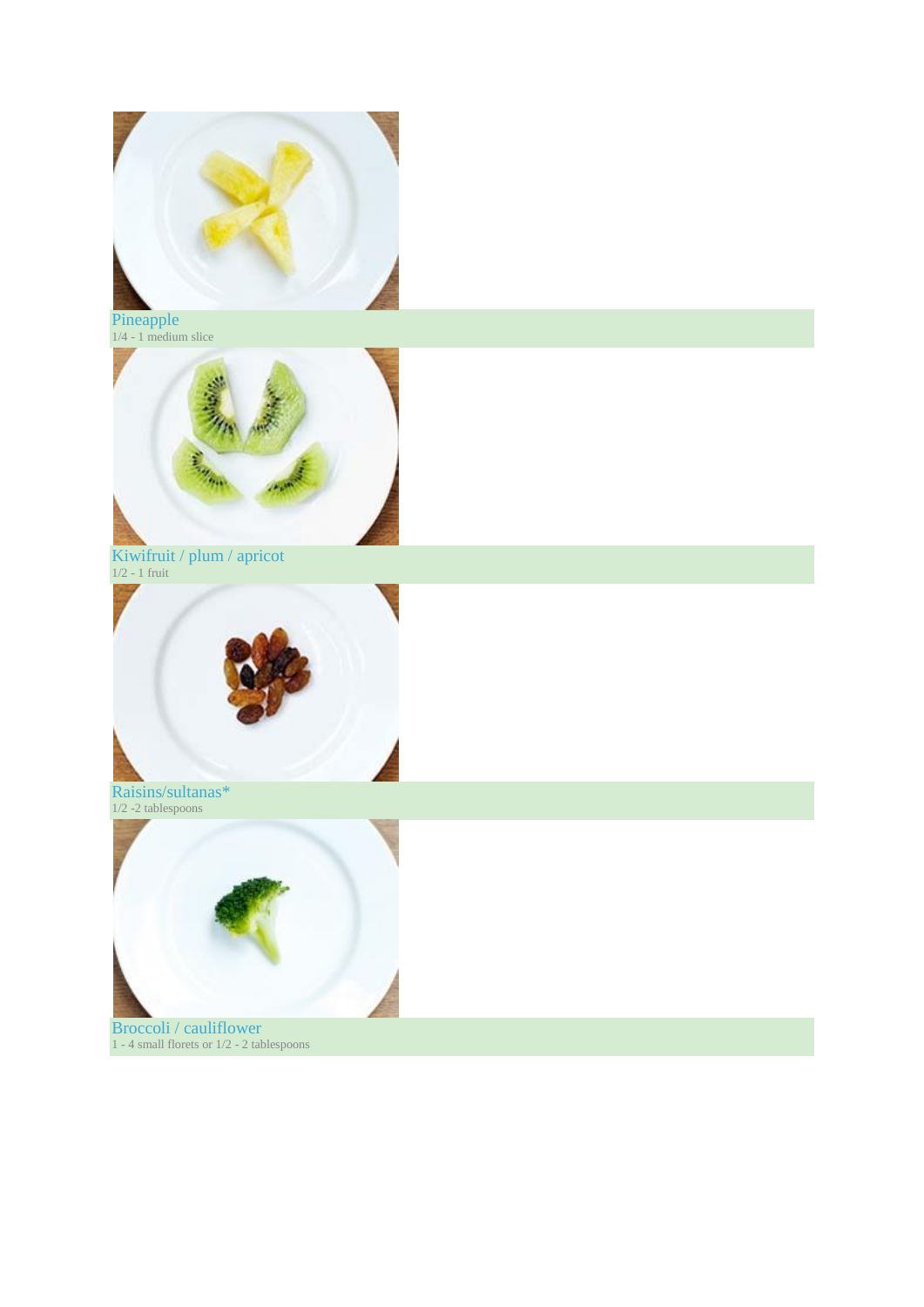Pineapple
1/4 - 1 medium slice

Kiwifruit / plum / apricot
1/2 - 1 fruit

Raisins/sultanas*
1/2 -2 tablespoons

Broccoli / cauliflower
1 - 4 small florets or 1/2 - 2 tablespoons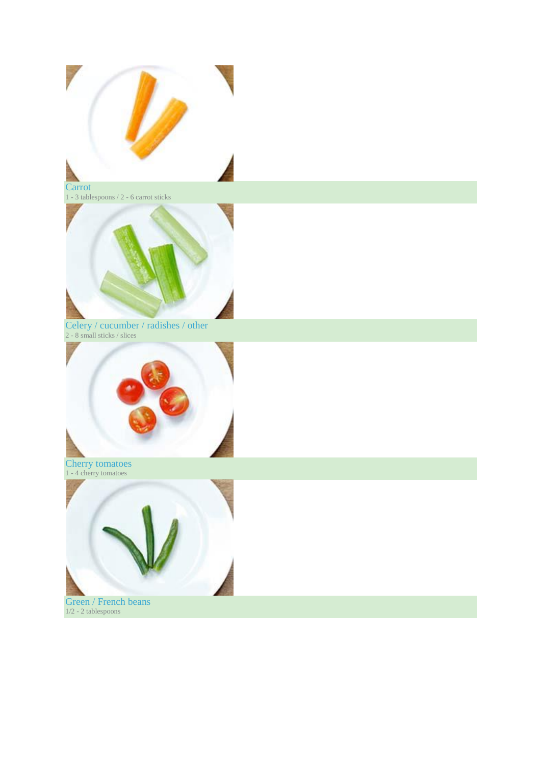Carrot
1 - 3 tablespoons / 2 - 6 carrot sticks

Celery / cucumber / radishes / other
2 - 8 small sticks / slices

Cherry tomatoes
1 - 4 cherry tomatoes

Green / French beans
1/2 - 2 tablespoons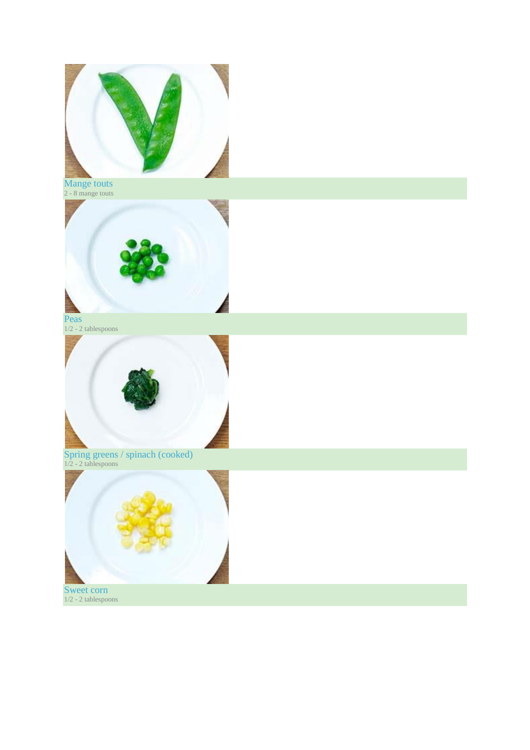Mange touts
2 - 8 mange touts

Peas
1/2 - 2 tablespoons

Spring greens / spinach (cooked)
1/2 - 2 tablespoons

Sweet corn
1/2 - 2 tablespoons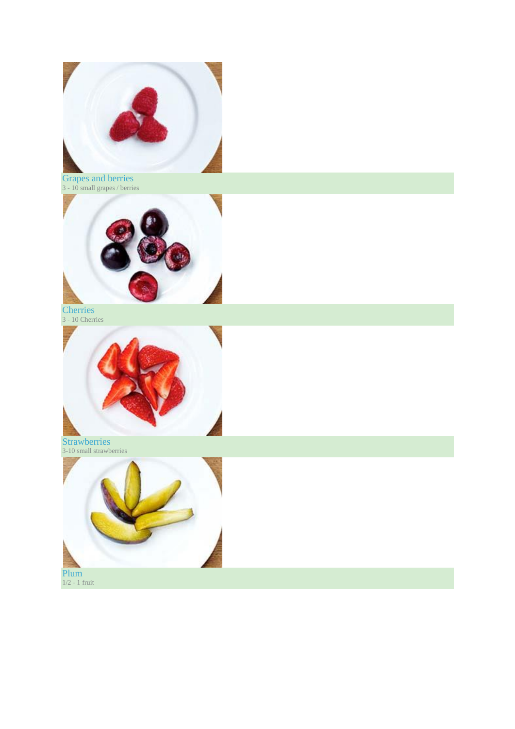Grapes and berries

3 - 10 small grapes / berries

Cherries

3 - 10 Cherries

Strawberries

3-10 small strawberries

Plum

1/2 - 1 fruit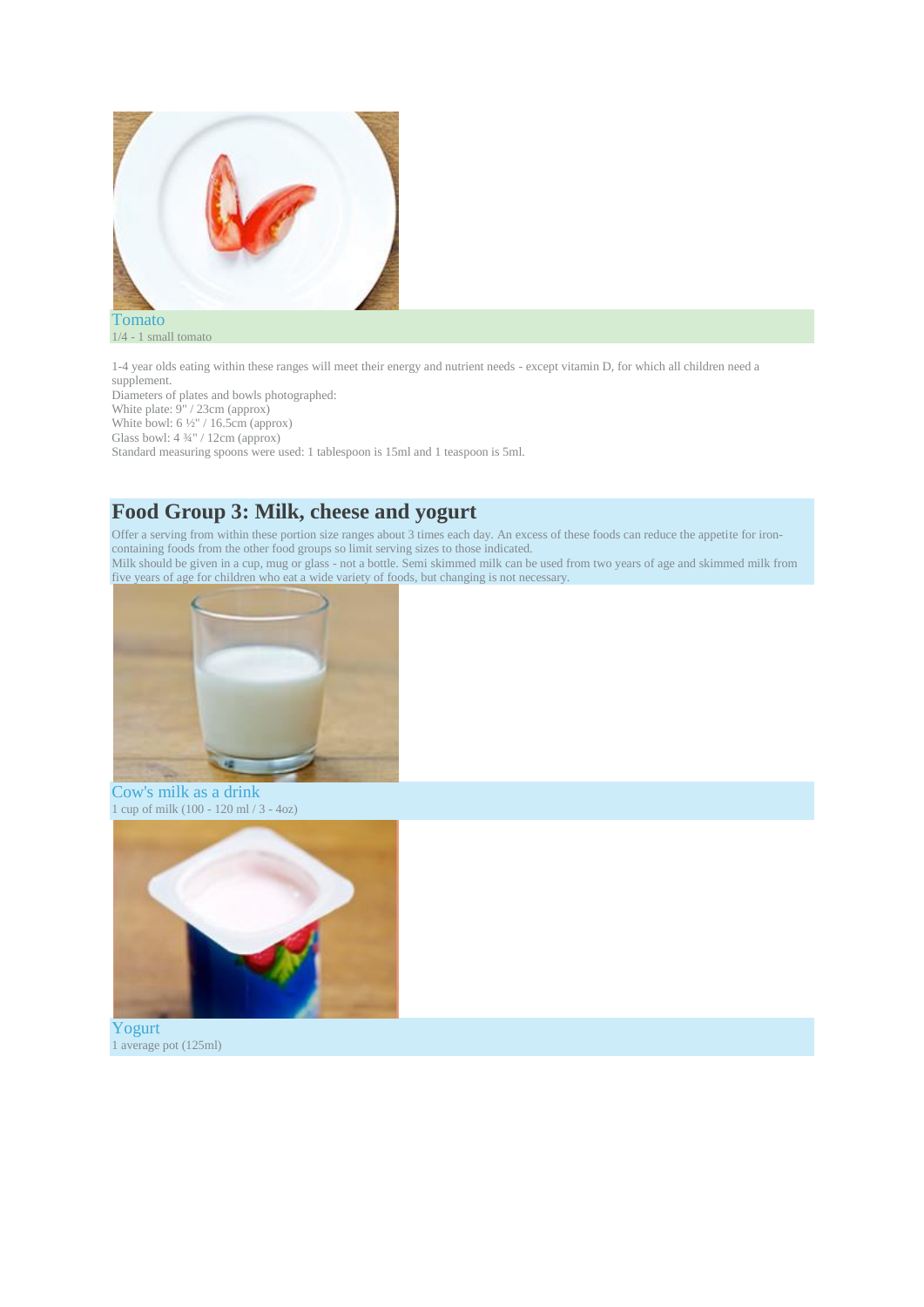Tomato

1/4 - 1 small tomato

1-4 year olds eating within these ranges will meet their energy and nutrient needs - except vitamin D, for which all children need a supplement.
Diameters of plates and bowls photographed:
White plate: 9" / 23cm (approx)
White bowl: 6 ½" / 16.5cm (approx)
Glass bowl: 4 ¾" / 12cm (approx)
Standard measuring spoons were used: 1 tablespoon is 15ml and 1 teaspoon is 5ml.

## Food Group 3: Milk, cheese and yogurt

Offer a serving from within these portion size ranges about 3 times each day. An excess of these foods can reduce the appetite for iron-containing foods from the other food groups so limit serving sizes to those indicated.
Milk should be given in a cup, mug or glass - not a bottle. Semi skimmed milk can be used from two years of age and skimmed milk from five years of age for children who eat a wide variety of foods, but changing is not necessary.

Cow's milk as a drink

1 cup of milk (100 - 120 ml / 3 - 4oz)

Yogurt

1 average pot (125ml)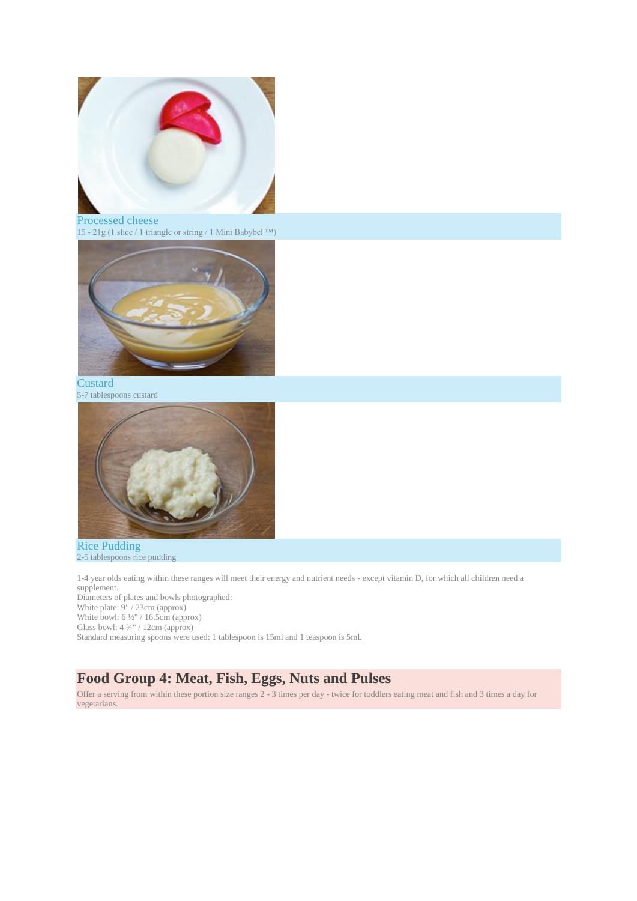Processed cheese

15 - 21g (1 slice / 1 triangle or string / 1 Mini Babybel ™)

Custard

5-7 tablespoons custard

Rice Pudding

2-5 tablespoons rice pudding

1-4 year olds eating within these ranges will meet their energy and nutrient needs - except vitamin D, for which all children need a supplement.

Diameters of plates and bowls photographed:

White plate: 9" / 23cm (approx)

White bowl: 6 ½" / 16.5cm (approx)

Glass bowl: 4 ¾" / 12cm (approx)

Standard measuring spoons were used: 1 tablespoon is 15ml and 1 teaspoon is 5ml.

## Food Group 4: Meat, Fish, Eggs, Nuts and Pulses

Offer a serving from within these portion size ranges 2 - 3 times per day - twice for toddlers eating meat and fish and 3 times a day for vegetarians.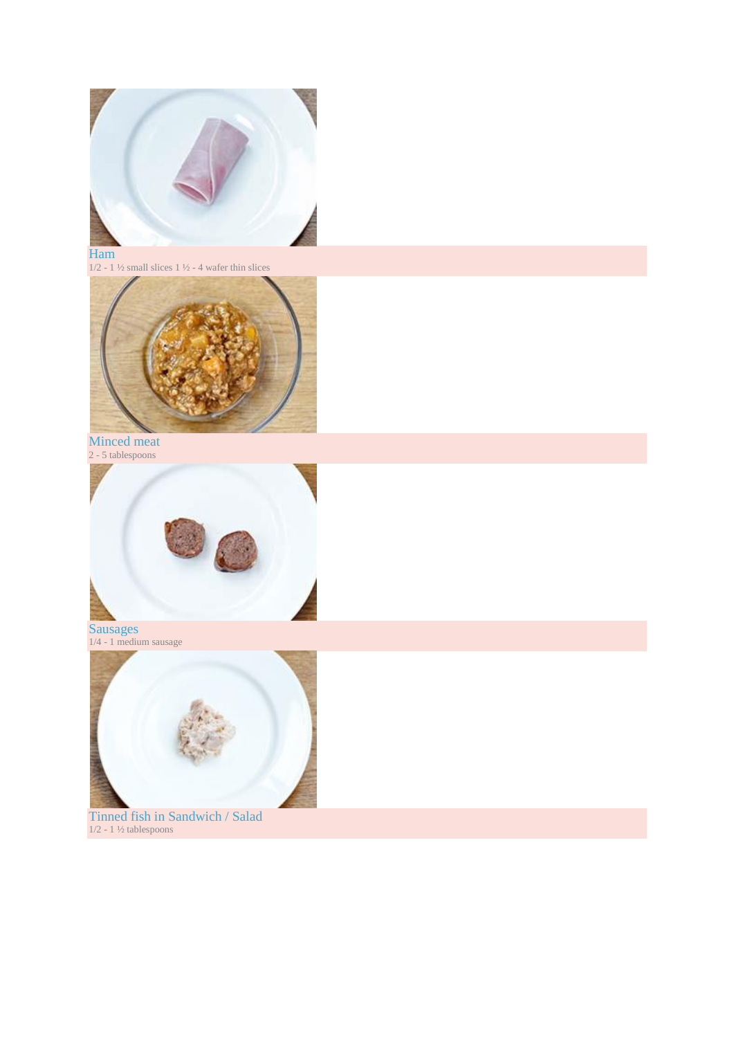Ham

1/2 - 1 ½ small slices 1 ½ - 4 wafer thin slices

Minced meat

2 - 5 tablespoons

Sausages

1/4 - 1 medium sausage

Tinned fish in Sandwich / Salad

1/2 - 1 ½ tablespoons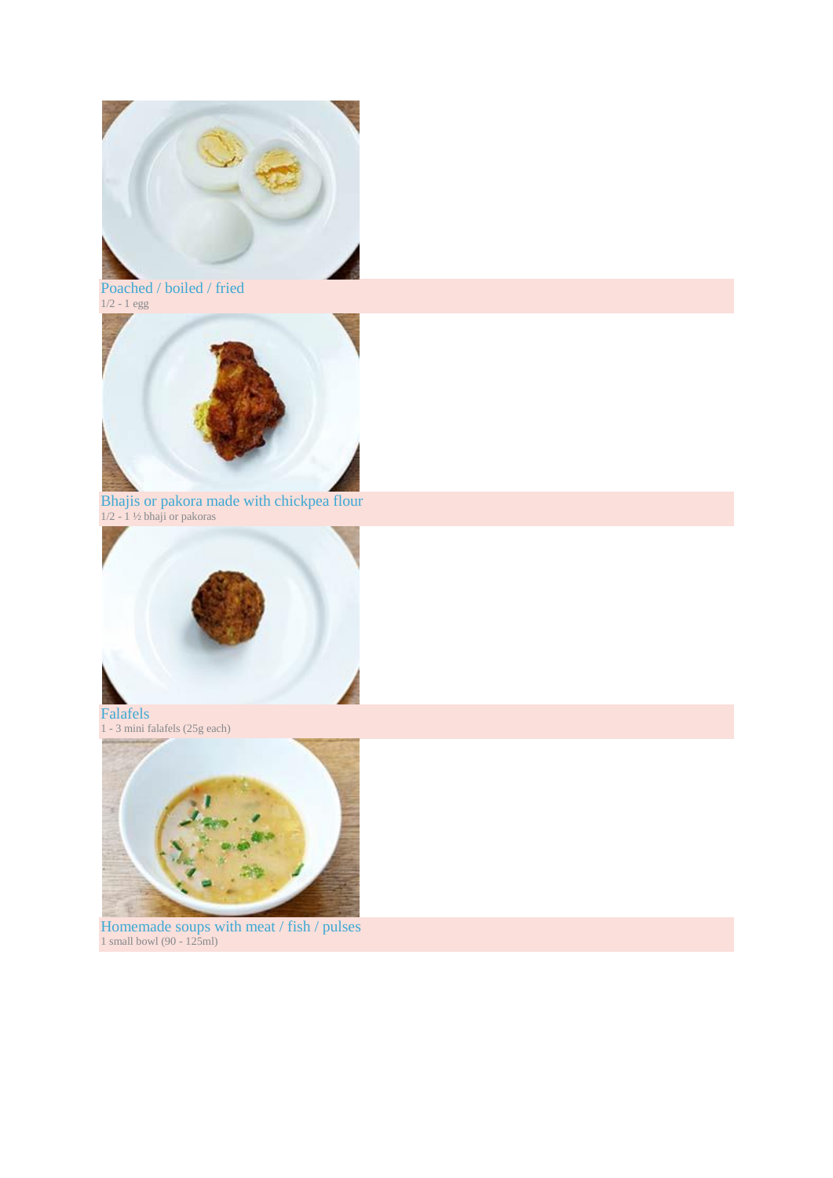Poached / boiled / fried
1/2 - 1 egg

Bhajis or pakora made with chickpea flour
1/2 - 1 ½ bhaji or pakoras

Falafels
1 - 3 mini falafels (25g each)

Homemade soups with meat / fish / pulses
1 small bowl (90 - 125ml)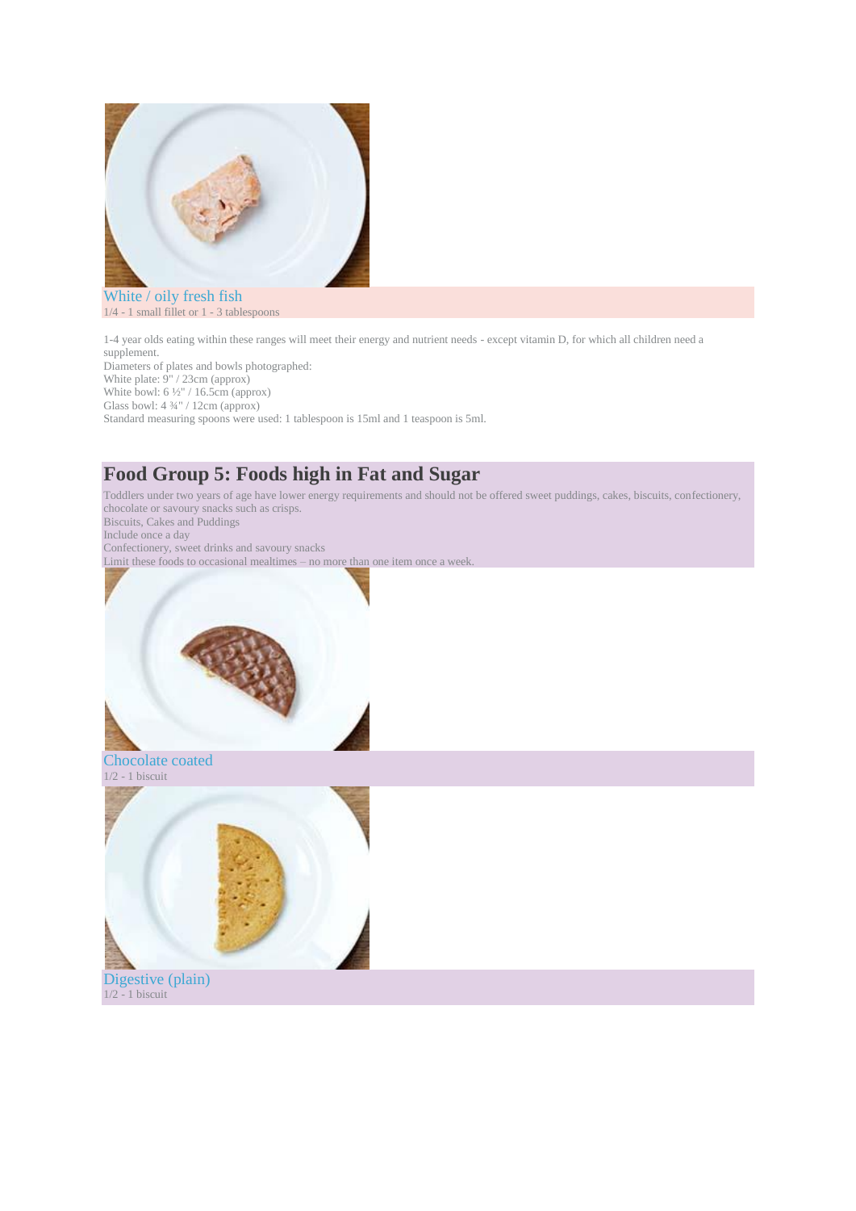White / oily fresh fish

1/4 - 1 small fillet or 1 - 3 tablespoons

1-4 year olds eating within these ranges will meet their energy and nutrient needs - except vitamin D, for which all children need a supplement.

Diameters of plates and bowls photographed:

White plate: 9" / 23cm (approx)

White bowl: 6 ½" / 16.5cm (approx)

Glass bowl: 4 ¾" / 12cm (approx)

Standard measuring spoons were used: 1 tablespoon is 15ml and 1 teaspoon is 5ml.

## Food Group 5: Foods high in Fat and Sugar

Toddlers under two years of age have lower energy requirements and should not be offered sweet puddings, cakes, biscuits, confectionery, chocolate or savoury snacks such as crisps.

Biscuits, Cakes and Puddings

Include once a day

Confectionery, sweet drinks and savoury snacks

Limit these foods to occasional mealtimes – no more than one item once a week.

Chocolate coated

1/2 - 1 biscuit

Digestive (plain)

1/2 - 1 biscuit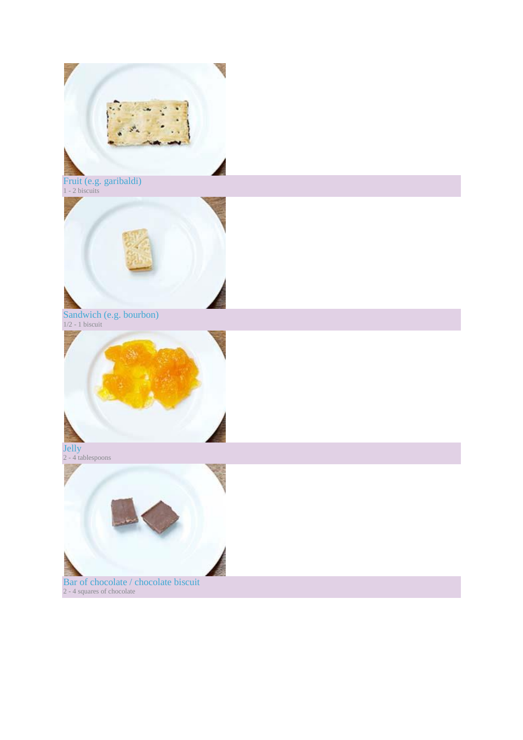Fruit (e.g. garibaldi)
1 - 2 biscuits

Sandwich (e.g. bourbon)
1/2 - 1 biscuit

Jelly
2 - 4 tablespoons

Bar of chocolate / chocolate biscuit
2 - 4 squares of chocolate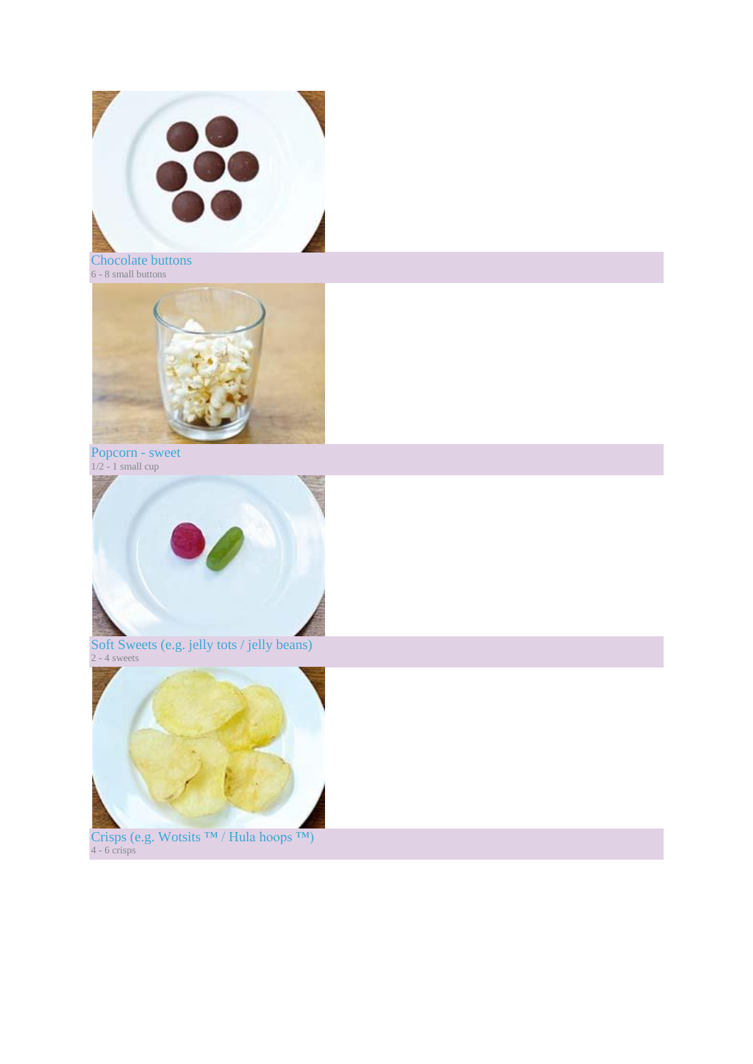Chocolate buttons
6 - 8 small buttons

Popcorn - sweet
1/2 - 1 small cup

Soft Sweets (e.g. jelly tots / jelly beans)
2 - 4 sweets

Crisps (e.g. Wotsits ™ / Hula hoops ™)
4 - 6 crisps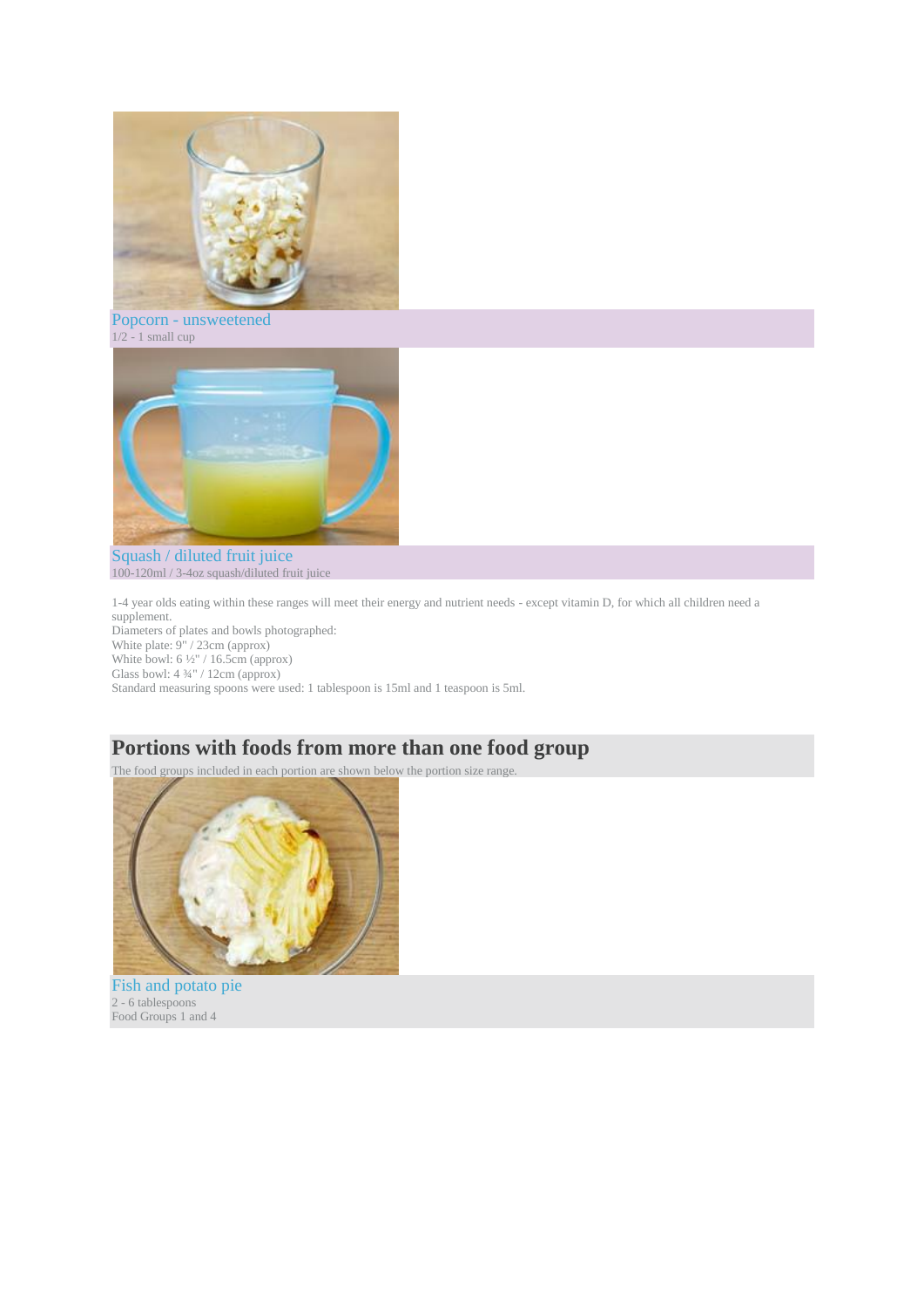Popcorn - unsweetened
1/2 - 1 small cup

Squash / diluted fruit juice
100-120ml / 3-4oz squash/diluted fruit juice

1-4 year olds eating within these ranges will meet their energy and nutrient needs - except vitamin D, for which all children need a supplement.
Diameters of plates and bowls photographed:
White plate: 9" / 23cm (approx)
White bowl: 6 ½" / 16.5cm (approx)
Glass bowl: 4 ¾" / 12cm (approx)
Standard measuring spoons were used: 1 tablespoon is 15ml and 1 teaspoon is 5ml.

## Portions with foods from more than one food group

The food groups included in each portion are shown below the portion size range.

Fish and potato pie
2 - 6 tablespoons
Food Groups 1 and 4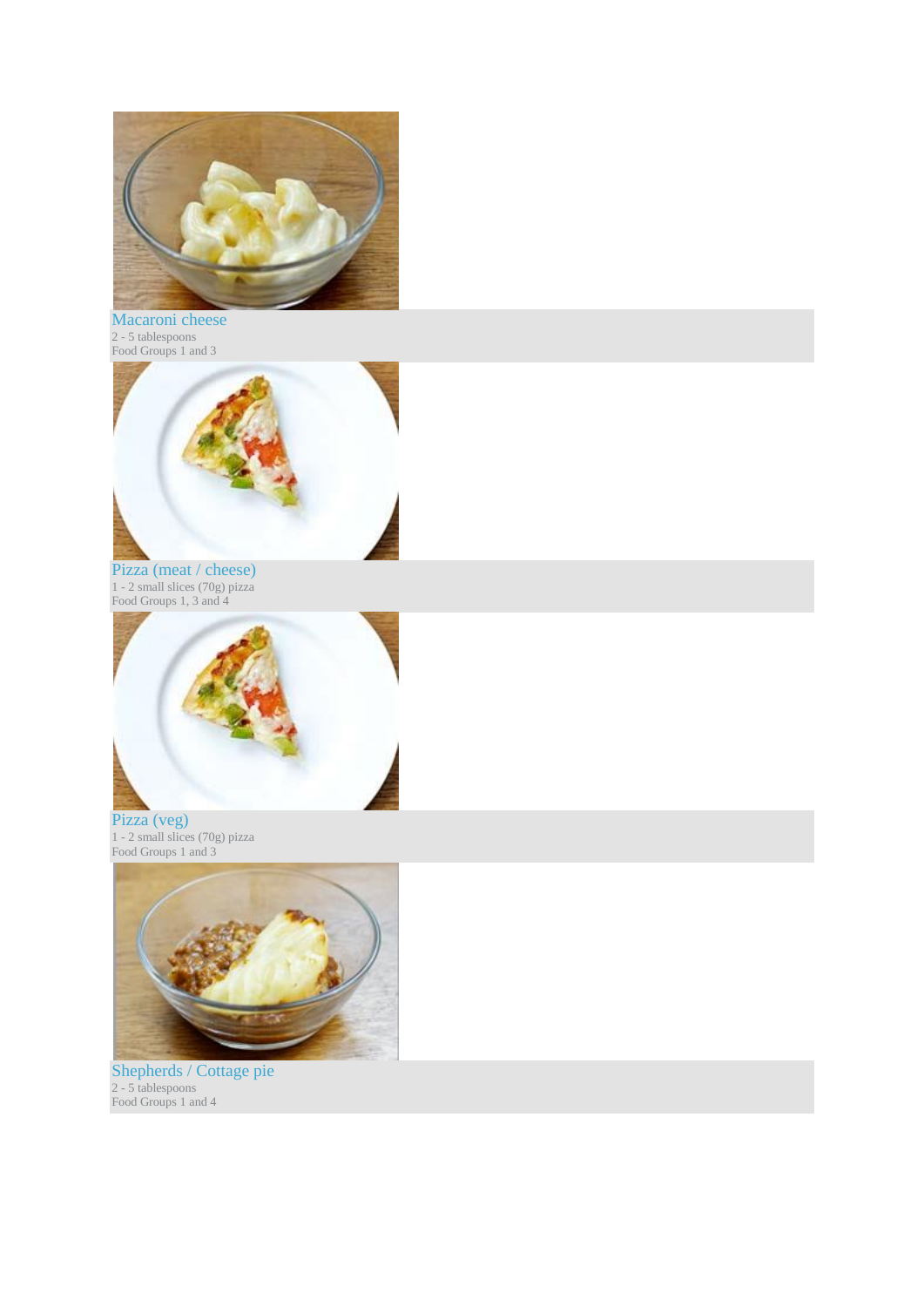Macaroni cheese
2 - 5 tablespoons
Food Groups 1 and 3

Pizza (meat / cheese)
1 - 2 small slices (70g) pizza
Food Groups 1, 3 and 4

Pizza (veg)
1 - 2 small slices (70g) pizza
Food Groups 1 and 3

Shepherds / Cottage pie
2 - 5 tablespoons
Food Groups 1 and 4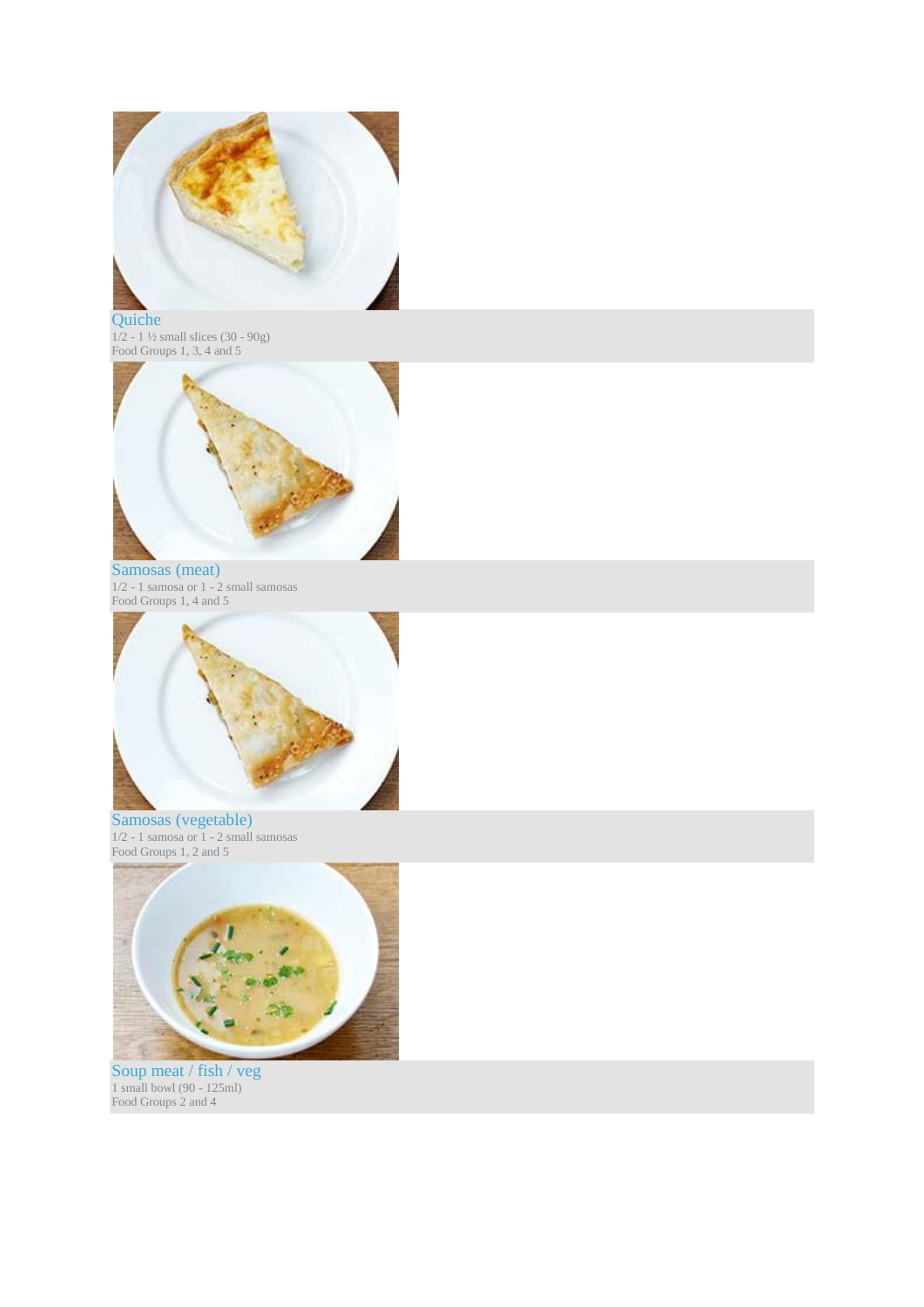Quiche
1/2 - 1 ½ small slices (30 - 90g)
Food Groups 1, 3, 4 and 5

Samosas (meat)
1/2 - 1 samosa or 1 - 2 small samosas
Food Groups 1, 4 and 5

Samosas (vegetable)
1/2 - 1 samosa or 1 - 2 small samosas
Food Groups 1, 2 and 5

Soup meat / fish / veg
1 small bowl (90 - 125ml)
Food Groups 2 and 4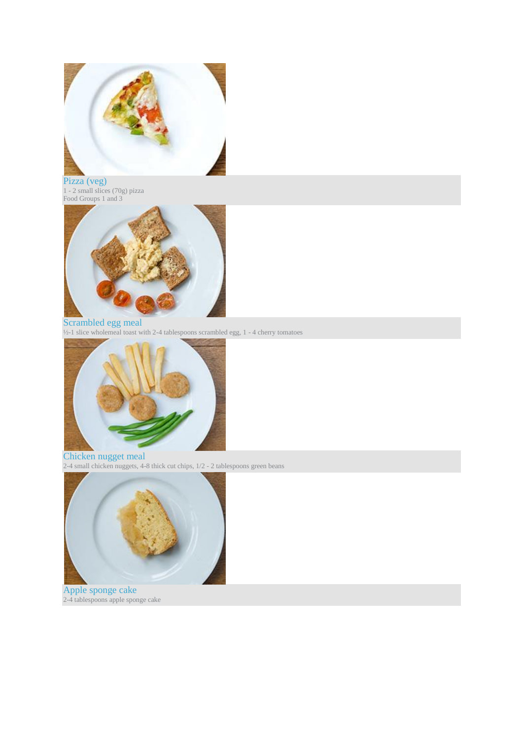Pizza (veg)
1 - 2 small slices (70g) pizza
Food Groups 1 and 3

Scrambled egg meal
½-1 slice wholemeal toast with 2-4 tablespoons scrambled egg, 1 - 4 cherry tomatoes

Chicken nugget meal
2-4 small chicken nuggets, 4-8 thick cut chips, 1/2 - 2 tablespoons green beans

Apple sponge cake
2-4 tablespoons apple sponge cake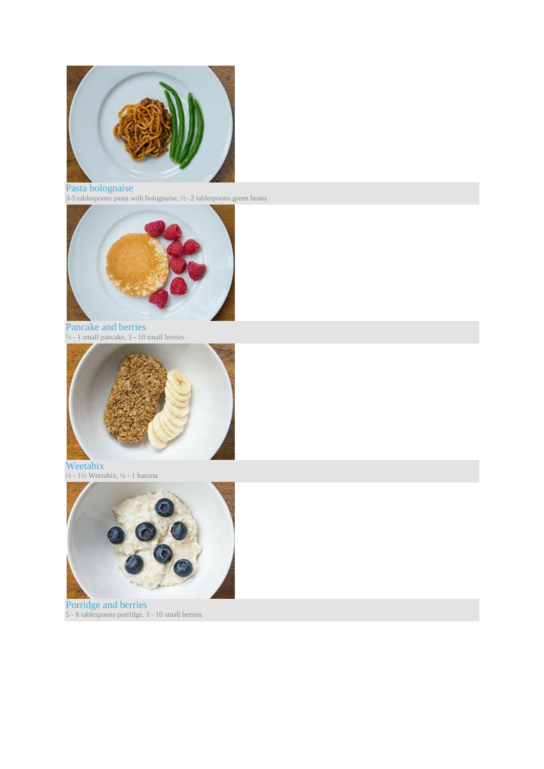Pasta bolognaise
3-5 tablespoons pasta with bolognaise, ½- 2 tablespoons green beans

Pancake and berries
½ - 1 small pancake, 3 - 10 small berries

Weetabix
½ - 1½ Weetabix, ¼ - 1 banana

Porridge and berries
5 - 8 tablespoons porridge, 3 - 10 small berries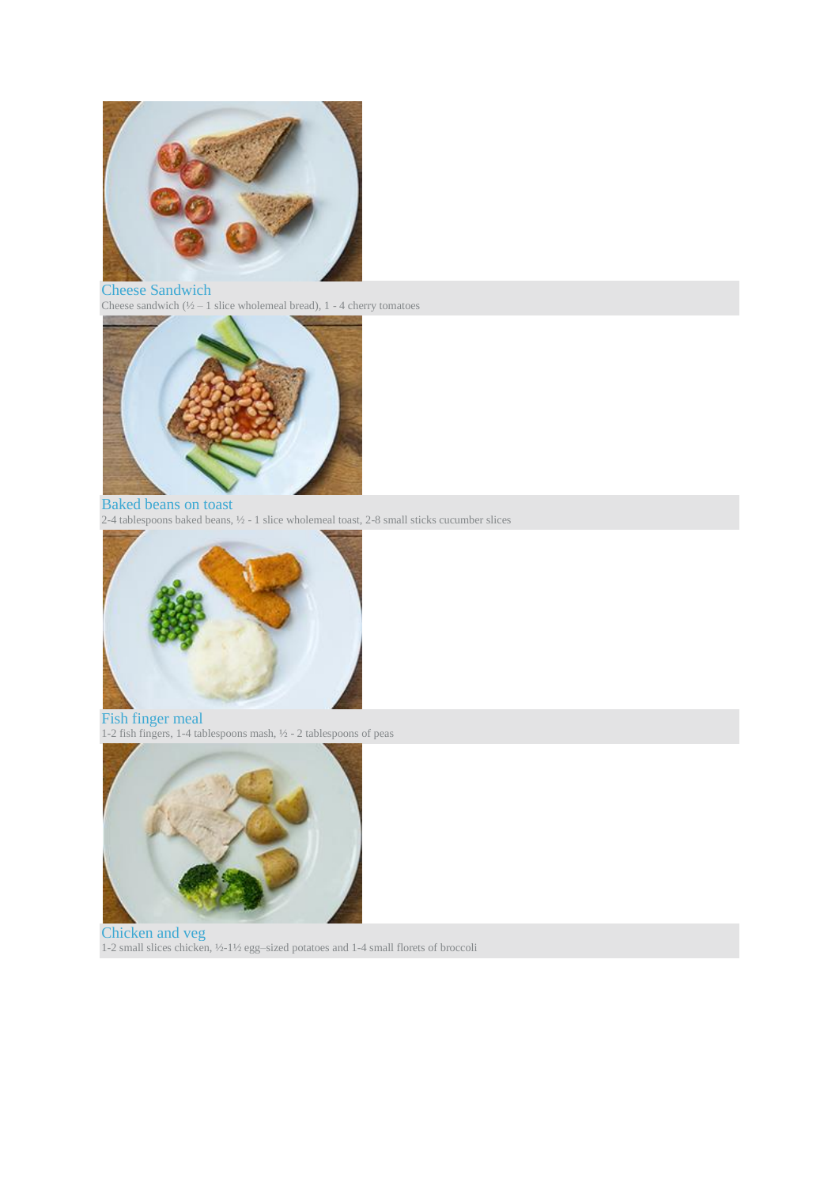### Cheese Sandwich

Cheese sandwich (½ – 1 slice wholemeal bread), 1 - 4 cherry tomatoes

### Baked beans on toast

2-4 tablespoons baked beans, ½ - 1 slice wholemeal toast, 2-8 small sticks cucumber slices

### Fish finger meal

1-2 fish fingers, 1-4 tablespoons mash, ½ - 2 tablespoons of peas

### Chicken and veg

1-2 small slices chicken, ½-1½ egg–sized potatoes and 1-4 small florets of broccoli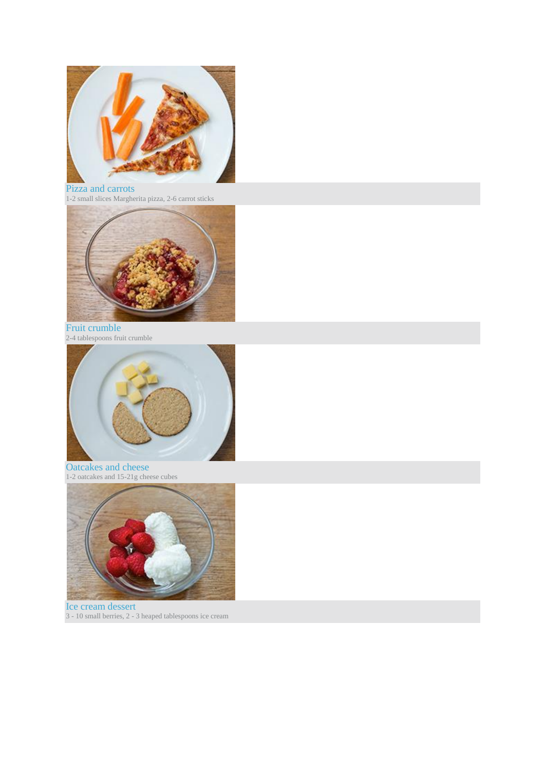Pizza and carrots

1-2 small slices Margherita pizza, 2-6 carrot sticks

Fruit crumble

2-4 tablespoons fruit crumble

Oatcakes and cheese

1-2 oatcakes and 15-21g cheese cubes

Ice cream dessert

3 - 10 small berries, 2 - 3 heaped tablespoons ice cream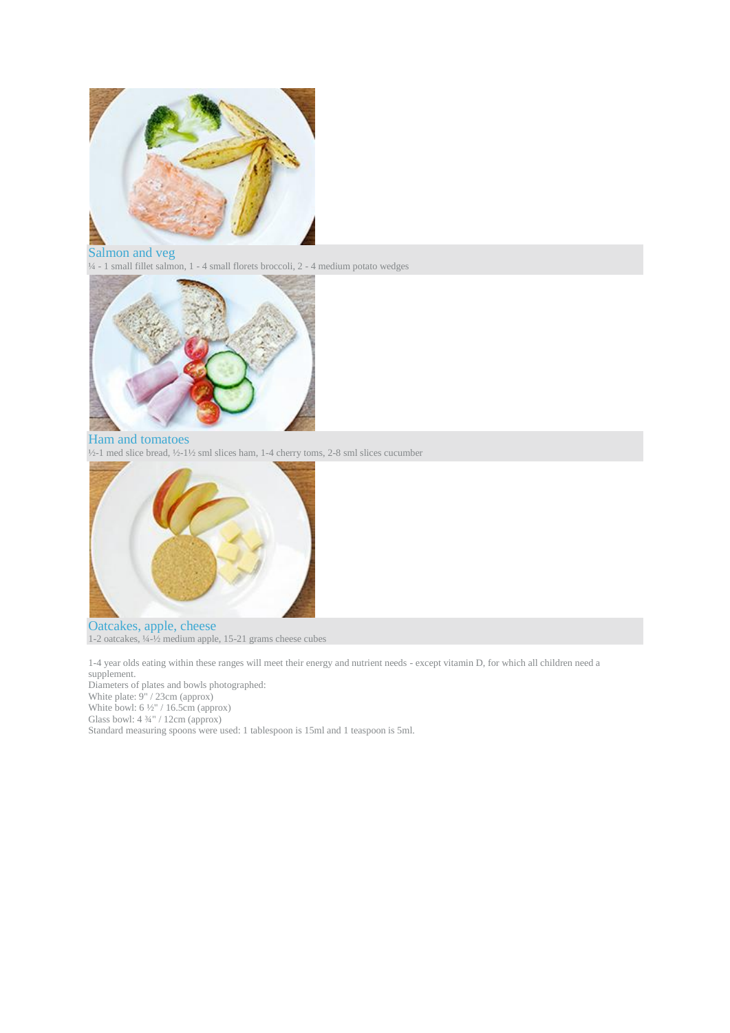### Salmon and veg

¼ - 1 small fillet salmon, 1 - 4 small florets broccoli, 2 - 4 medium potato wedges

### Ham and tomatoes

½-1 med slice bread, ½-1½ sml slices ham, 1-4 cherry toms, 2-8 sml slices cucumber

### Oatcakes, apple, cheese

1-2 oatcakes, ¼-½ medium apple, 15-21 grams cheese cubes

1-4 year olds eating within these ranges will meet their energy and nutrient needs - except vitamin D, for which all children need a supplement.

Diameters of plates and bowls photographed:
White plate: 9" / 23cm (approx)
White bowl: 6 ½" / 16.5cm (approx)
Glass bowl: 4 ¾" / 12cm (approx)
Standard measuring spoons were used: 1 tablespoon is 15ml and 1 teaspoon is 5ml.